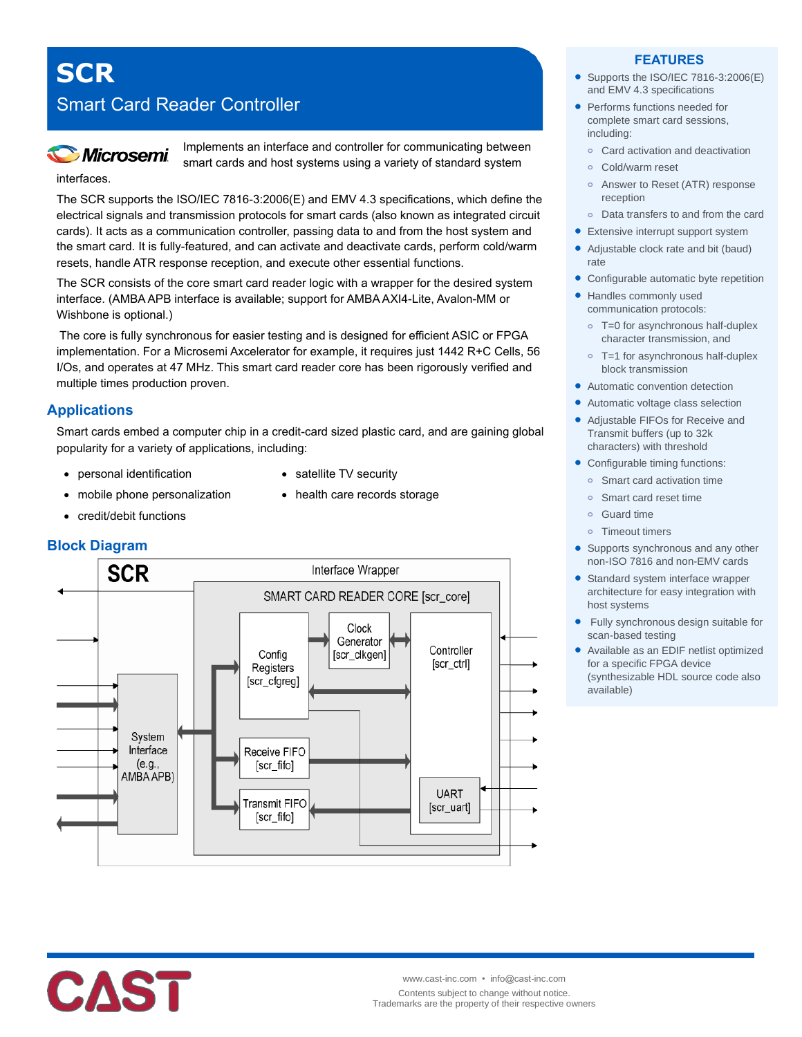# SCR

## Smart Card Reader Controller

Implements an interface and controller for communicating between smart cards and host systems using a variety of standard system interfaces.

The SCR supports the ISO/IEC 7816-3:2006(E) and EMV 4.3 specifications, which define the electrical signals and transmission protocols for smart cards (also known as integrated circuit cards). It acts as a communication controller, passing data to and from the host system and the smart card. It is fully-featured, and can activate and deactivate cards, perform cold/warm resets, handle ATR response reception, and execute other essential functions.

The SCR consists of the core smart card reader logic with a wrapper for the desired system interface. (AMBA APB interface is available; support for AMBA AXI4-Lite, Avalon-MM or Wishbone is optional.)

The core is fully synchronous for easier testing and is designed for efficient ASIC or FPGA implementation. For a Microsemi Axcelerator for example, it requires just 1442 R+C Cells, 56 I/Os, and operates at 47 MHz. This smart card reader core has been rigorously verified and multiple times production proven.

## Applications

Smart cards embed a computer chip in a credit-card sized plastic card, and are gaining global popularity for a variety of applications, including:

- personal identification
- mobile phone personalization
- credit/debit functions
- satellite TV security
- health care records storage

## Block Diagram

SCR — Interface Wrapper

SMART CARD READER CORE [scr_core]

- System Interface (e.g., AMBA APB)
- Config Registers [scr_cfgreg]
- Clock Generator [scr_clkgen]
- Controller [scr_ctrl]
- Receive FIFO [scr_fifo]
- Transmit FIFO [scr_fifo]
- UART [scr_uart]

## FEATURES

- Supports the ISO/IEC 7816-3:2006(E) and EMV 4.3 specifications
- Performs functions needed for complete smart card sessions, including:
  - Card activation and deactivation
  - Cold/warm reset
  - Answer to Reset (ATR) response reception
  - Data transfers to and from the card
- Extensive interrupt support system
- Adjustable clock rate and bit (baud) rate
- Configurable automatic byte repetition
- Handles commonly used communication protocols:
  - T=0 for asynchronous half-duplex character transmission, and
  - T=1 for asynchronous half-duplex block transmission
- Automatic convention detection
- Automatic voltage class selection
- Adjustable FIFOs for Receive and Transmit buffers (up to 32k characters) with threshold
- Configurable timing functions:
  - Smart card activation time
  - Smart card reset time
  - Guard time
  - Timeout timers
- Supports synchronous and any other non-ISO 7816 and non-EMV cards
- Standard system interface wrapper architecture for easy integration with host systems
- Fully synchronous design suitable for scan-based testing
- Available as an EDIF netlist optimized for a specific FPGA device (synthesizable HDL source code also available)

www.cast-inc.com • info@cast-inc.com

Contents subject to change without notice.
Trademarks are the property of their respective owners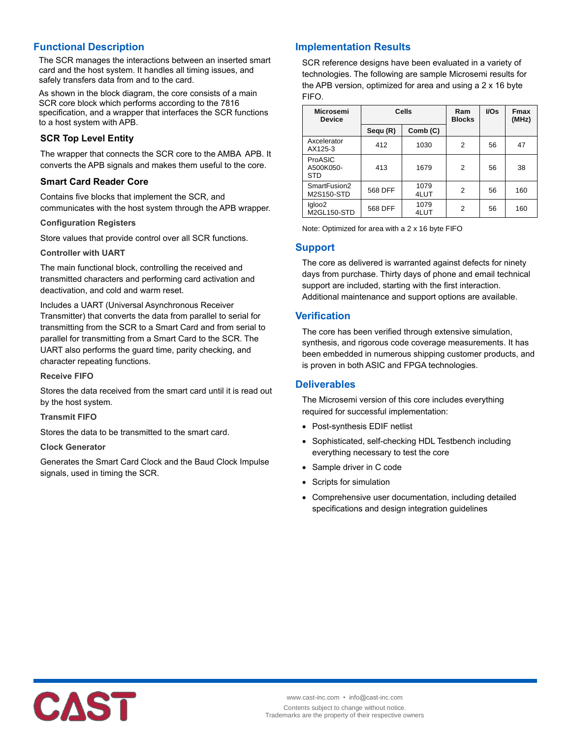## Functional Description

The SCR manages the interactions between an inserted smart card and the host system. It handles all timing issues, and safely transfers data from and to the card.

As shown in the block diagram, the core consists of a main SCR core block which performs according to the 7816 specification, and a wrapper that interfaces the SCR functions to a host system with APB.

### SCR Top Level Entity

The wrapper that connects the SCR core to the AMBA APB. It converts the APB signals and makes them useful to the core.

### Smart Card Reader Core

Contains five blocks that implement the SCR, and communicates with the host system through the APB wrapper.

#### Configuration Registers

Store values that provide control over all SCR functions.

#### Controller with UART

The main functional block, controlling the received and transmitted characters and performing card activation and deactivation, and cold and warm reset.

Includes a UART (Universal Asynchronous Receiver Transmitter) that converts the data from parallel to serial for transmitting from the SCR to a Smart Card and from serial to parallel for transmitting from a Smart Card to the SCR. The UART also performs the guard time, parity checking, and character repeating functions.

#### Receive FIFO

Stores the data received from the smart card until it is read out by the host system.

#### Transmit FIFO

Stores the data to be transmitted to the smart card.

#### Clock Generator

Generates the Smart Card Clock and the Baud Clock Impulse signals, used in timing the SCR.

## Implementation Results

SCR reference designs have been evaluated in a variety of technologies. The following are sample Microsemi results for the APB version, optimized for area and using a 2 x 16 byte FIFO.

| Microsemi Device | Cells | | Ram Blocks | I/Os | Fmax (MHz) |
|---|---|---|---|---|---|
| | Sequ (R) | Comb (C) | | | |
| Axcelerator AX125-3 | 412 | 1030 | 2 | 56 | 47 |
| ProASIC A500K050-STD | 413 | 1679 | 2 | 56 | 38 |
| SmartFusion2 M2S150-STD | 568 DFF | 1079 4LUT | 2 | 56 | 160 |
| Igloo2 M2GL150-STD | 568 DFF | 1079 4LUT | 2 | 56 | 160 |

Note: Optimized for area with a 2 x 16 byte FIFO

## Support

The core as delivered is warranted against defects for ninety days from purchase. Thirty days of phone and email technical support are included, starting with the first interaction. Additional maintenance and support options are available.

## Verification

The core has been verified through extensive simulation, synthesis, and rigorous code coverage measurements. It has been embedded in numerous shipping customer products, and is proven in both ASIC and FPGA technologies.

## Deliverables

The Microsemi version of this core includes everything required for successful implementation:

- Post-synthesis EDIF netlist
- Sophisticated, self-checking HDL Testbench including everything necessary to test the core
- Sample driver in C code
- Scripts for simulation
- Comprehensive user documentation, including detailed specifications and design integration guidelines

www.cast-inc.com • info@cast-inc.com

Contents subject to change without notice.
Trademarks are the property of their respective owners